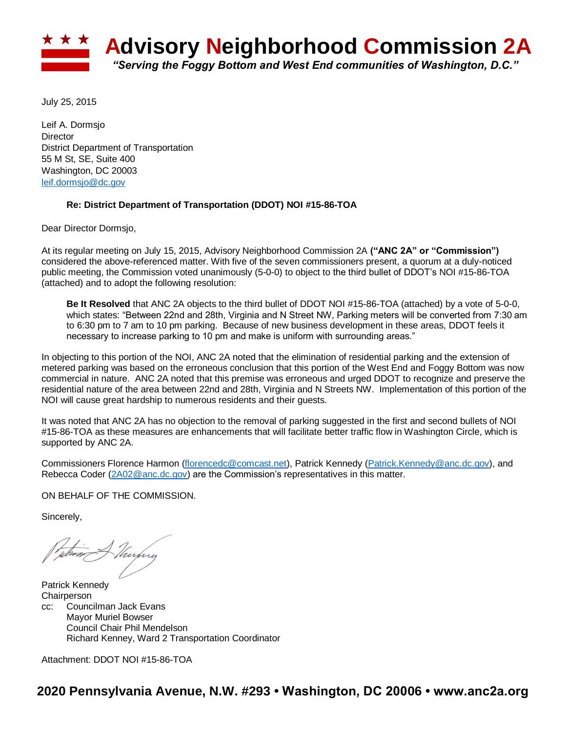# Advisory Neighborhood Commission 2A

*"Serving the Foggy Bottom and West End communities of Washington, D.C."*

July 25, 2015

Leif A. Dormsjo
Director
District Department of Transportation
55 M St, SE, Suite 400
Washington, DC 20003
leif.dormsjo@dc.gov

**Re: District Department of Transportation (DDOT) NOI #15-86-TOA**

Dear Director Dormsjo,

At its regular meeting on July 15, 2015, Advisory Neighborhood Commission 2A **("ANC 2A" or "Commission")** considered the above-referenced matter. With five of the seven commissioners present, a quorum at a duly-noticed public meeting, the Commission voted unanimously (5-0-0) to object to the third bullet of DDOT's NOI #15-86-TOA (attached) and to adopt the following resolution:

> **Be It Resolved** that ANC 2A objects to the third bullet of DDOT NOI #15-86-TOA (attached) by a vote of 5-0-0, which states: "Between 22nd and 28th, Virginia and N Street NW, Parking meters will be converted from 7:30 am to 6:30 pm to 7 am to 10 pm parking. Because of new business development in these areas, DDOT feels it necessary to increase parking to 10 pm and make is uniform with surrounding areas."

In objecting to this portion of the NOI, ANC 2A noted that the elimination of residential parking and the extension of metered parking was based on the erroneous conclusion that this portion of the West End and Foggy Bottom was now commercial in nature. ANC 2A noted that this premise was erroneous and urged DDOT to recognize and preserve the residential nature of the area between 22nd and 28th, Virginia and N Streets NW. Implementation of this portion of the NOI will cause great hardship to numerous residents and their guests.

It was noted that ANC 2A has no objection to the removal of parking suggested in the first and second bullets of NOI #15-86-TOA as these measures are enhancements that will facilitate better traffic flow in Washington Circle, which is supported by ANC 2A.

Commissioners Florence Harmon (florencedc@comcast.net), Patrick Kennedy (Patrick.Kennedy@anc.dc.gov), and Rebecca Coder (2A02@anc.dc.gov) are the Commission's representatives in this matter.

ON BEHALF OF THE COMMISSION.

Sincerely,

Patrick Kennedy
Chairperson

cc: Councilman Jack Evans
Mayor Muriel Bowser
Council Chair Phil Mendelson
Richard Kenney, Ward 2 Transportation Coordinator

Attachment: DDOT NOI #15-86-TOA

**2020 Pennsylvania Avenue, N.W. #293 • Washington, DC 20006 • www.anc2a.org**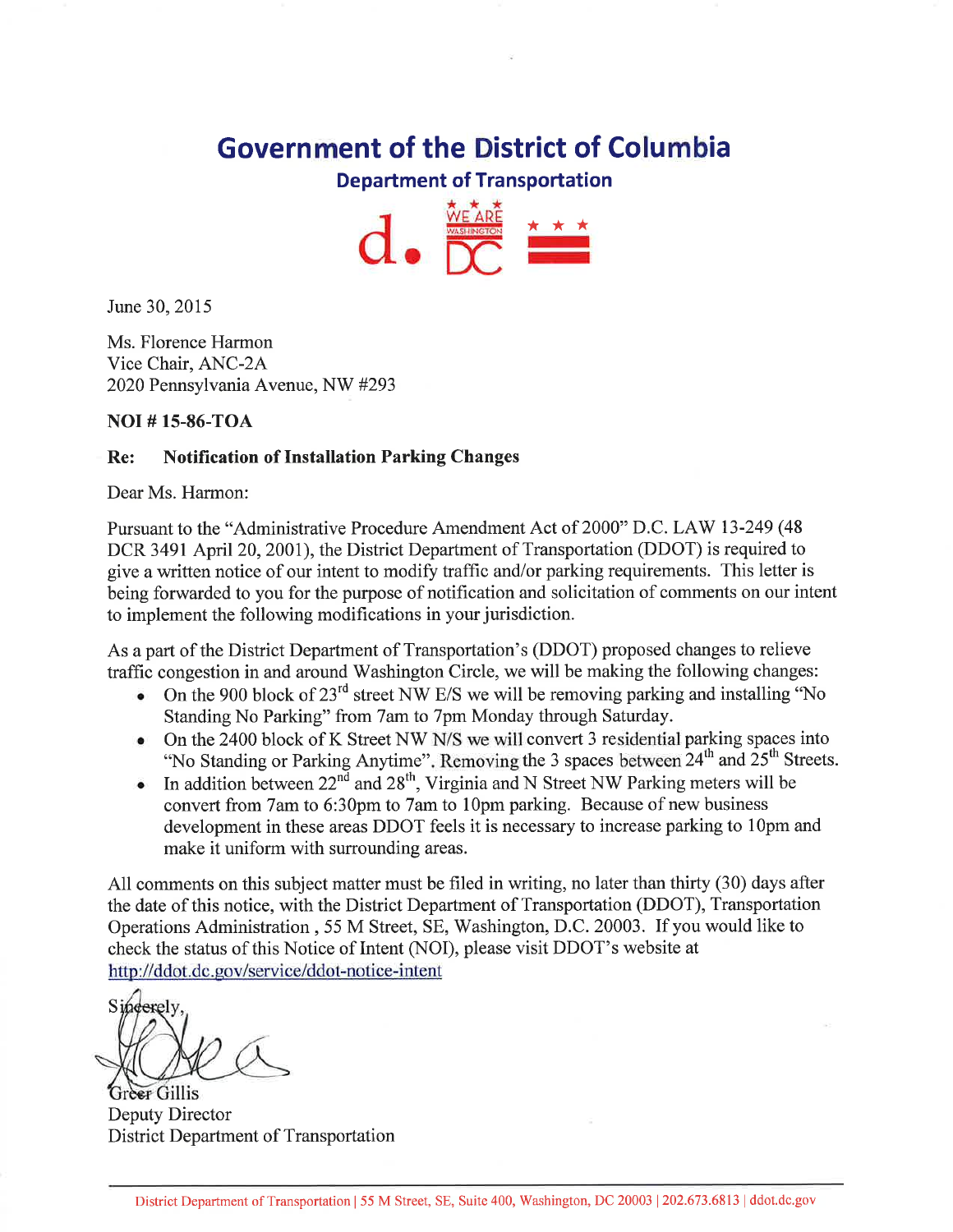# Government of the District of Columbia

## Department of Transportation

June 30, 2015

Ms. Florence Harmon
Vice Chair, ANC-2A
2020 Pennsylvania Avenue, NW #293

**NOI # 15-86-TOA**

**Re: Notification of Installation Parking Changes**

Dear Ms. Harmon:

Pursuant to the "Administrative Procedure Amendment Act of 2000" D.C. LAW 13-249 (48 DCR 3491 April 20, 2001), the District Department of Transportation (DDOT) is required to give a written notice of our intent to modify traffic and/or parking requirements. This letter is being forwarded to you for the purpose of notification and solicitation of comments on our intent to implement the following modifications in your jurisdiction.

As a part of the District Department of Transportation's (DDOT) proposed changes to relieve traffic congestion in and around Washington Circle, we will be making the following changes:

- On the 900 block of 23rd street NW E/S we will be removing parking and installing "No Standing No Parking" from 7am to 7pm Monday through Saturday.
- On the 2400 block of K Street NW N/S we will convert 3 residential parking spaces into "No Standing or Parking Anytime". Removing the 3 spaces between 24th and 25th Streets.
- In addition between 22nd and 28th, Virginia and N Street NW Parking meters will be convert from 7am to 6:30pm to 7am to 10pm parking. Because of new business development in these areas DDOT feels it is necessary to increase parking to 10pm and make it uniform with surrounding areas.

All comments on this subject matter must be filed in writing, no later than thirty (30) days after the date of this notice, with the District Department of Transportation (DDOT), Transportation Operations Administration , 55 M Street, SE, Washington, D.C. 20003. If you would like to check the status of this Notice of Intent (NOI), please visit DDOT's website at http://ddot.dc.gov/service/ddot-notice-intent

Sincerely,

Greer Gillis
Deputy Director
District Department of Transportation

District Department of Transportation | 55 M Street, SE, Suite 400, Washington, DC 20003 | 202.673.6813 | ddot.dc.gov